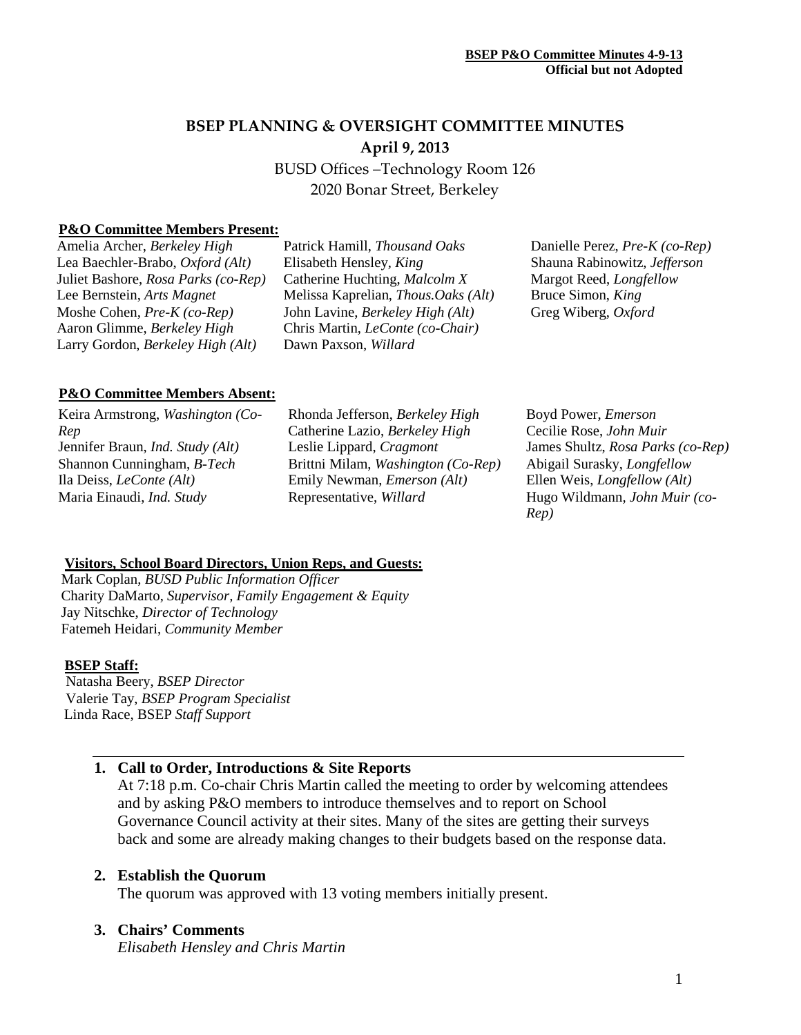# BSEP PLANNING & OVERSIGHT COMMITTEE MINUTES

**April 9, 2013**

BUSD Offices –Technology Room 126
2020 Bonar Street, Berkeley

**P&O Committee Members Present:**

Amelia Archer, *Berkeley High*
Lea Baechler-Brabo, *Oxford (Alt)*
Juliet Bashore, *Rosa Parks (co-Rep)*
Lee Bernstein, *Arts Magnet*
Moshe Cohen, *Pre-K (co-Rep)*
Aaron Glimme, *Berkeley High*
Larry Gordon, *Berkeley High (Alt)*
Patrick Hamill, *Thousand Oaks*
Elisabeth Hensley, *King*
Catherine Huchting, *Malcolm X*
Melissa Kaprelian, *Thous.Oaks (Alt)*
John Lavine, *Berkeley High (Alt)*
Chris Martin, *LeConte (co-Chair)*
Dawn Paxson, *Willard*
Danielle Perez, *Pre-K (co-Rep)*
Shauna Rabinowitz, *Jefferson*
Margot Reed, *Longfellow*
Bruce Simon, *King*
Greg Wiberg, *Oxford*

**P&O Committee Members Absent:**

Keira Armstrong, *Washington (Co-Rep*
Jennifer Braun, *Ind. Study (Alt)*
Shannon Cunningham, *B-Tech*
Ila Deiss, *LeConte (Alt)*
Maria Einaudi, *Ind. Study*
Rhonda Jefferson, *Berkeley High*
Catherine Lazio, *Berkeley High*
Leslie Lippard, *Cragmont*
Brittni Milam, *Washington (Co-Rep)*
Emily Newman, *Emerson (Alt)*
Representative, *Willard*
Boyd Power, *Emerson*
Cecilie Rose, *John Muir*
James Shultz, *Rosa Parks (co-Rep)*
Abigail Surasky, *Longfellow*
Ellen Weis, *Longfellow (Alt)*
Hugo Wildmann, *John Muir (co-Rep)*

**Visitors, School Board Directors, Union Reps, and Guests:**

Mark Coplan, *BUSD Public Information Officer*
Charity DaMarto, *Supervisor, Family Engagement & Equity*
Jay Nitschke, *Director of Technology*
Fatemeh Heidari, *Community Member*

**BSEP Staff:**

Natasha Beery, *BSEP Director*
Valerie Tay, *BSEP Program Specialist*
Linda Race, BSEP *Staff Support*

---

1. **Call to Order, Introductions & Site Reports**
   At 7:18 p.m. Co-chair Chris Martin called the meeting to order by welcoming attendees and by asking P&O members to introduce themselves and to report on School Governance Council activity at their sites. Many of the sites are getting their surveys back and some are already making changes to their budgets based on the response data.

2. **Establish the Quorum**
   The quorum was approved with 13 voting members initially present.

3. **Chairs' Comments**
   *Elisabeth Hensley and Chris Martin*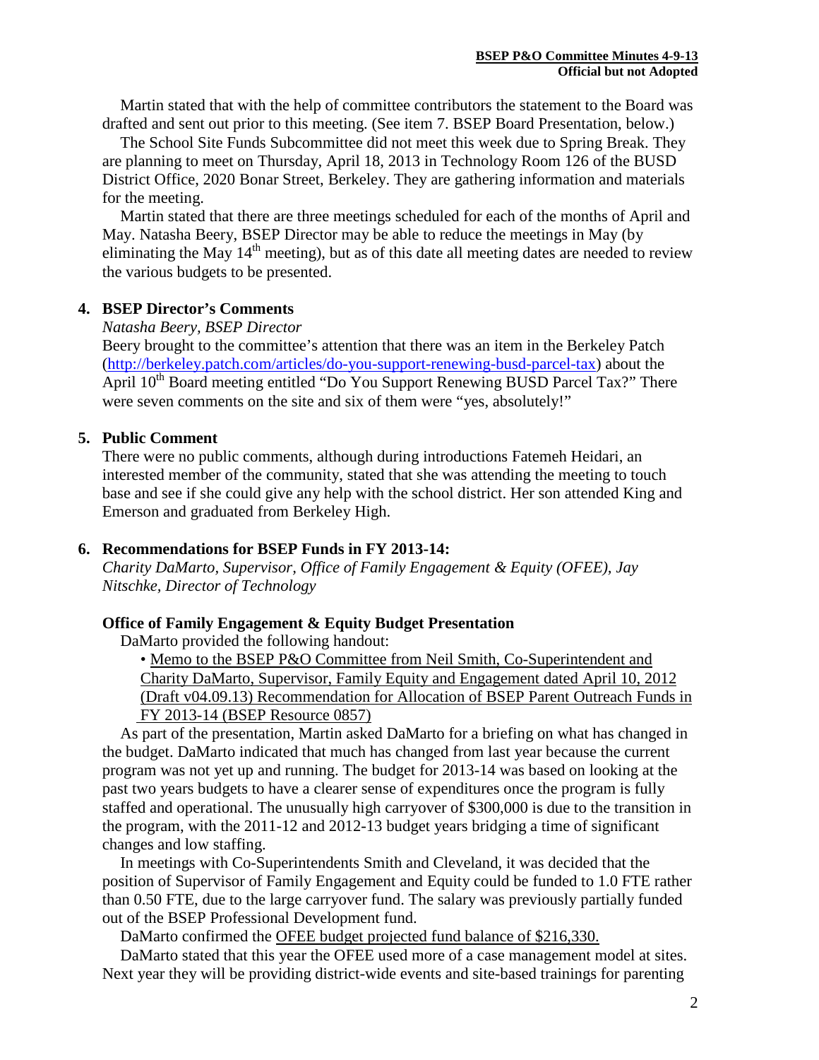Martin stated that with the help of committee contributors the statement to the Board was drafted and sent out prior to this meeting. (See item 7. BSEP Board Presentation, below.)

The School Site Funds Subcommittee did not meet this week due to Spring Break. They are planning to meet on Thursday, April 18, 2013 in Technology Room 126 of the BUSD District Office, 2020 Bonar Street, Berkeley. They are gathering information and materials for the meeting.

Martin stated that there are three meetings scheduled for each of the months of April and May. Natasha Beery, BSEP Director may be able to reduce the meetings in May (by eliminating the May 14th meeting), but as of this date all meeting dates are needed to review the various budgets to be presented.

## 4. BSEP Director's Comments

*Natasha Beery, BSEP Director*

Beery brought to the committee's attention that there was an item in the Berkeley Patch (http://berkeley.patch.com/articles/do-you-support-renewing-busd-parcel-tax) about the April 10th Board meeting entitled "Do You Support Renewing BUSD Parcel Tax?" There were seven comments on the site and six of them were "yes, absolutely!"

## 5. Public Comment

There were no public comments, although during introductions Fatemeh Heidari, an interested member of the community, stated that she was attending the meeting to touch base and see if she could give any help with the school district. Her son attended King and Emerson and graduated from Berkeley High.

## 6. Recommendations for BSEP Funds in FY 2013-14:

*Charity DaMarto, Supervisor, Office of Family Engagement & Equity (OFEE), Jay Nitschke, Director of Technology*

### Office of Family Engagement & Equity Budget Presentation

DaMarto provided the following handout:

- Memo to the BSEP P&O Committee from Neil Smith, Co-Superintendent and Charity DaMarto, Supervisor, Family Equity and Engagement dated April 10, 2012 (Draft v04.09.13) Recommendation for Allocation of BSEP Parent Outreach Funds in FY 2013-14 (BSEP Resource 0857)

As part of the presentation, Martin asked DaMarto for a briefing on what has changed in the budget. DaMarto indicated that much has changed from last year because the current program was not yet up and running. The budget for 2013-14 was based on looking at the past two years budgets to have a clearer sense of expenditures once the program is fully staffed and operational. The unusually high carryover of $300,000 is due to the transition in the program, with the 2011-12 and 2012-13 budget years bridging a time of significant changes and low staffing.

In meetings with Co-Superintendents Smith and Cleveland, it was decided that the position of Supervisor of Family Engagement and Equity could be funded to 1.0 FTE rather than 0.50 FTE, due to the large carryover fund. The salary was previously partially funded out of the BSEP Professional Development fund.

DaMarto confirmed the OFEE budget projected fund balance of $216,330.

DaMarto stated that this year the OFEE used more of a case management model at sites. Next year they will be providing district-wide events and site-based trainings for parenting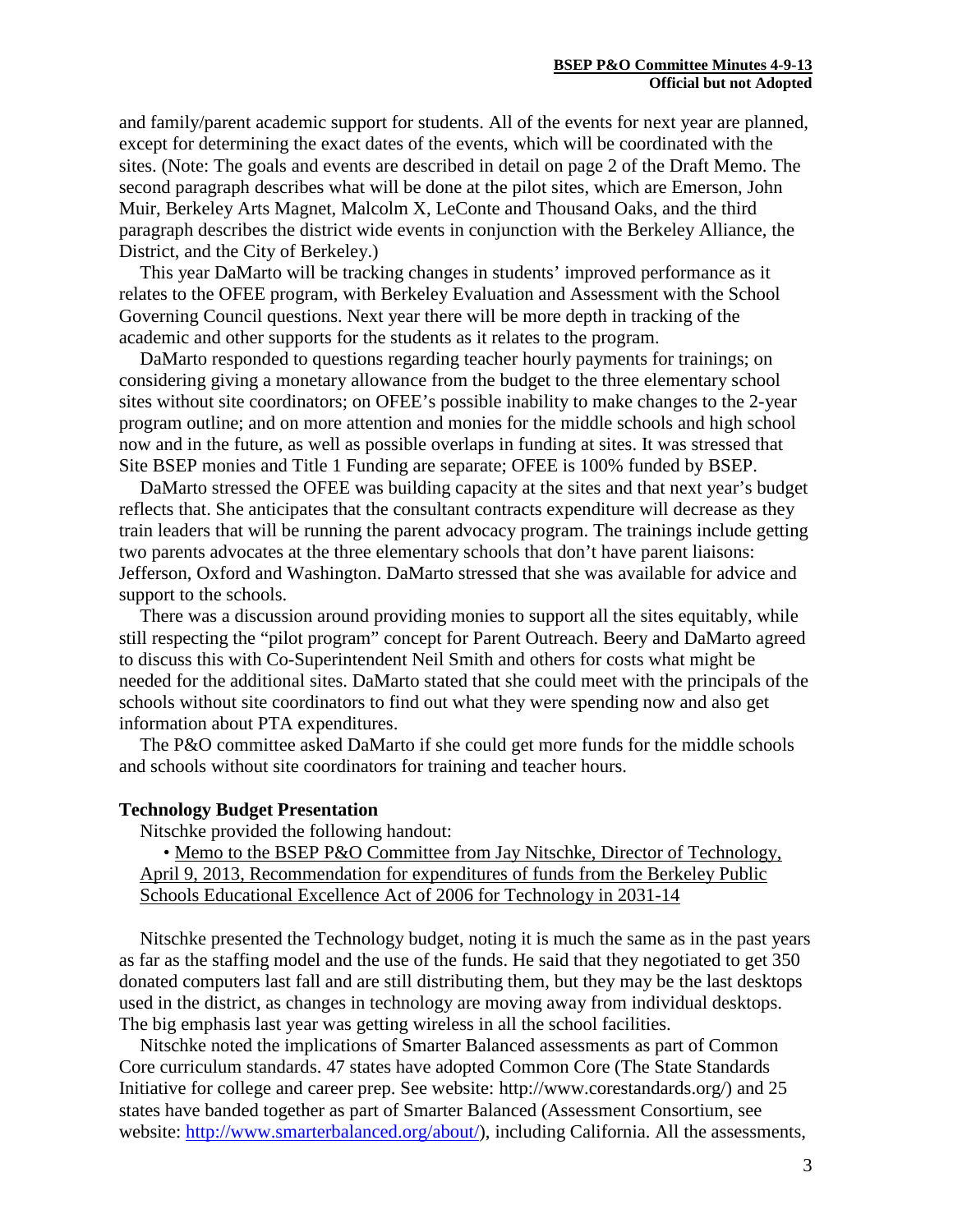and family/parent academic support for students. All of the events for next year are planned, except for determining the exact dates of the events, which will be coordinated with the sites. (Note: The goals and events are described in detail on page 2 of the Draft Memo. The second paragraph describes what will be done at the pilot sites, which are Emerson, John Muir, Berkeley Arts Magnet, Malcolm X, LeConte and Thousand Oaks, and the third paragraph describes the district wide events in conjunction with the Berkeley Alliance, the District, and the City of Berkeley.)

This year DaMarto will be tracking changes in students' improved performance as it relates to the OFEE program, with Berkeley Evaluation and Assessment with the School Governing Council questions. Next year there will be more depth in tracking of the academic and other supports for the students as it relates to the program.

DaMarto responded to questions regarding teacher hourly payments for trainings; on considering giving a monetary allowance from the budget to the three elementary school sites without site coordinators; on OFEE's possible inability to make changes to the 2-year program outline; and on more attention and monies for the middle schools and high school now and in the future, as well as possible overlaps in funding at sites. It was stressed that Site BSEP monies and Title 1 Funding are separate; OFEE is 100% funded by BSEP.

DaMarto stressed the OFEE was building capacity at the sites and that next year's budget reflects that. She anticipates that the consultant contracts expenditure will decrease as they train leaders that will be running the parent advocacy program. The trainings include getting two parents advocates at the three elementary schools that don't have parent liaisons: Jefferson, Oxford and Washington. DaMarto stressed that she was available for advice and support to the schools.

There was a discussion around providing monies to support all the sites equitably, while still respecting the "pilot program" concept for Parent Outreach. Beery and DaMarto agreed to discuss this with Co-Superintendent Neil Smith and others for costs what might be needed for the additional sites. DaMarto stated that she could meet with the principals of the schools without site coordinators to find out what they were spending now and also get information about PTA expenditures.

The P&O committee asked DaMarto if she could get more funds for the middle schools and schools without site coordinators for training and teacher hours.

**Technology Budget Presentation**

Nitschke provided the following handout:

- Memo to the BSEP P&O Committee from Jay Nitschke, Director of Technology, April 9, 2013, Recommendation for expenditures of funds from the Berkeley Public Schools Educational Excellence Act of 2006 for Technology in 2031-14

Nitschke presented the Technology budget, noting it is much the same as in the past years as far as the staffing model and the use of the funds. He said that they negotiated to get 350 donated computers last fall and are still distributing them, but they may be the last desktops used in the district, as changes in technology are moving away from individual desktops. The big emphasis last year was getting wireless in all the school facilities.

Nitschke noted the implications of Smarter Balanced assessments as part of Common Core curriculum standards. 47 states have adopted Common Core (The State Standards Initiative for college and career prep. See website: http://www.corestandards.org/) and 25 states have banded together as part of Smarter Balanced (Assessment Consortium, see website: http://www.smarterbalanced.org/about/), including California. All the assessments,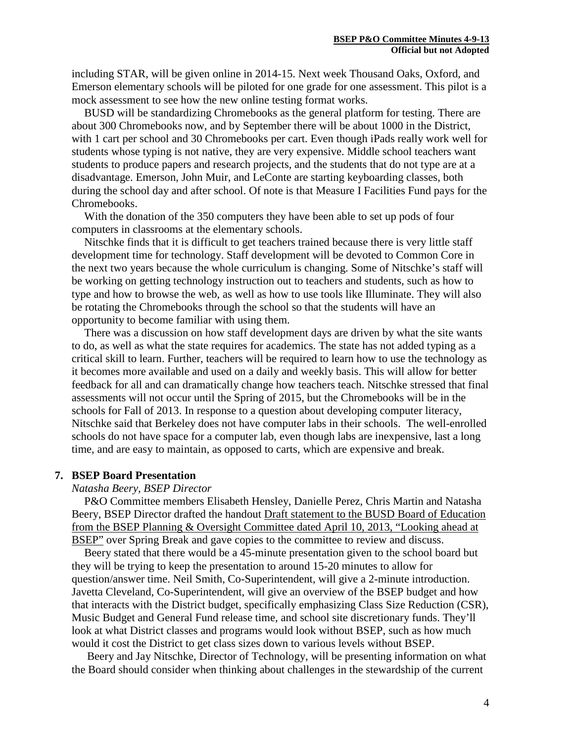including STAR, will be given online in 2014-15. Next week Thousand Oaks, Oxford, and Emerson elementary schools will be piloted for one grade for one assessment. This pilot is a mock assessment to see how the new online testing format works.

BUSD will be standardizing Chromebooks as the general platform for testing. There are about 300 Chromebooks now, and by September there will be about 1000 in the District, with 1 cart per school and 30 Chromebooks per cart. Even though iPads really work well for students whose typing is not native, they are very expensive. Middle school teachers want students to produce papers and research projects, and the students that do not type are at a disadvantage. Emerson, John Muir, and LeConte are starting keyboarding classes, both during the school day and after school. Of note is that Measure I Facilities Fund pays for the Chromebooks.

With the donation of the 350 computers they have been able to set up pods of four computers in classrooms at the elementary schools.

Nitschke finds that it is difficult to get teachers trained because there is very little staff development time for technology. Staff development will be devoted to Common Core in the next two years because the whole curriculum is changing. Some of Nitschke's staff will be working on getting technology instruction out to teachers and students, such as how to type and how to browse the web, as well as how to use tools like Illuminate. They will also be rotating the Chromebooks through the school so that the students will have an opportunity to become familiar with using them.

There was a discussion on how staff development days are driven by what the site wants to do, as well as what the state requires for academics. The state has not added typing as a critical skill to learn. Further, teachers will be required to learn how to use the technology as it becomes more available and used on a daily and weekly basis. This will allow for better feedback for all and can dramatically change how teachers teach. Nitschke stressed that final assessments will not occur until the Spring of 2015, but the Chromebooks will be in the schools for Fall of 2013. In response to a question about developing computer literacy, Nitschke said that Berkeley does not have computer labs in their schools. The well-enrolled schools do not have space for a computer lab, even though labs are inexpensive, last a long time, and are easy to maintain, as opposed to carts, which are expensive and break.

## 7. BSEP Board Presentation

*Natasha Beery, BSEP Director*

P&O Committee members Elisabeth Hensley, Danielle Perez, Chris Martin and Natasha Beery, BSEP Director drafted the handout Draft statement to the BUSD Board of Education from the BSEP Planning & Oversight Committee dated April 10, 2013, "Looking ahead at BSEP" over Spring Break and gave copies to the committee to review and discuss.

Beery stated that there would be a 45-minute presentation given to the school board but they will be trying to keep the presentation to around 15-20 minutes to allow for question/answer time. Neil Smith, Co-Superintendent, will give a 2-minute introduction. Javetta Cleveland, Co-Superintendent, will give an overview of the BSEP budget and how that interacts with the District budget, specifically emphasizing Class Size Reduction (CSR), Music Budget and General Fund release time, and school site discretionary funds. They'll look at what District classes and programs would look without BSEP, such as how much would it cost the District to get class sizes down to various levels without BSEP.

Beery and Jay Nitschke, Director of Technology, will be presenting information on what the Board should consider when thinking about challenges in the stewardship of the current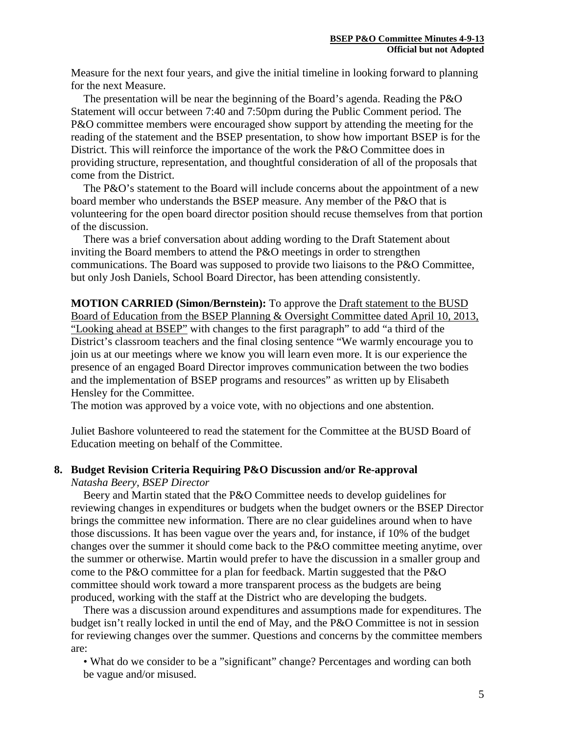Measure for the next four years, and give the initial timeline in looking forward to planning for the next Measure.

The presentation will be near the beginning of the Board's agenda. Reading the P&O Statement will occur between 7:40 and 7:50pm during the Public Comment period. The P&O committee members were encouraged show support by attending the meeting for the reading of the statement and the BSEP presentation, to show how important BSEP is for the District. This will reinforce the importance of the work the P&O Committee does in providing structure, representation, and thoughtful consideration of all of the proposals that come from the District.

The P&O's statement to the Board will include concerns about the appointment of a new board member who understands the BSEP measure. Any member of the P&O that is volunteering for the open board director position should recuse themselves from that portion of the discussion.

There was a brief conversation about adding wording to the Draft Statement about inviting the Board members to attend the P&O meetings in order to strengthen communications. The Board was supposed to provide two liaisons to the P&O Committee, but only Josh Daniels, School Board Director, has been attending consistently.

**MOTION CARRIED (Simon/Bernstein):** To approve the Draft statement to the BUSD Board of Education from the BSEP Planning & Oversight Committee dated April 10, 2013, "Looking ahead at BSEP" with changes to the first paragraph" to add "a third of the District's classroom teachers and the final closing sentence "We warmly encourage you to join us at our meetings where we know you will learn even more. It is our experience the presence of an engaged Board Director improves communication between the two bodies and the implementation of BSEP programs and resources" as written up by Elisabeth Hensley for the Committee.
The motion was approved by a voice vote, with no objections and one abstention.

Juliet Bashore volunteered to read the statement for the Committee at the BUSD Board of Education meeting on behalf of the Committee.

## 8. Budget Revision Criteria Requiring P&O Discussion and/or Re-approval

*Natasha Beery, BSEP Director*

Beery and Martin stated that the P&O Committee needs to develop guidelines for reviewing changes in expenditures or budgets when the budget owners or the BSEP Director brings the committee new information. There are no clear guidelines around when to have those discussions. It has been vague over the years and, for instance, if 10% of the budget changes over the summer it should come back to the P&O committee meeting anytime, over the summer or otherwise. Martin would prefer to have the discussion in a smaller group and come to the P&O committee for a plan for feedback. Martin suggested that the P&O committee should work toward a more transparent process as the budgets are being produced, working with the staff at the District who are developing the budgets.

There was a discussion around expenditures and assumptions made for expenditures. The budget isn't really locked in until the end of May, and the P&O Committee is not in session for reviewing changes over the summer. Questions and concerns by the committee members are:

- What do we consider to be a "significant" change? Percentages and wording can both be vague and/or misused.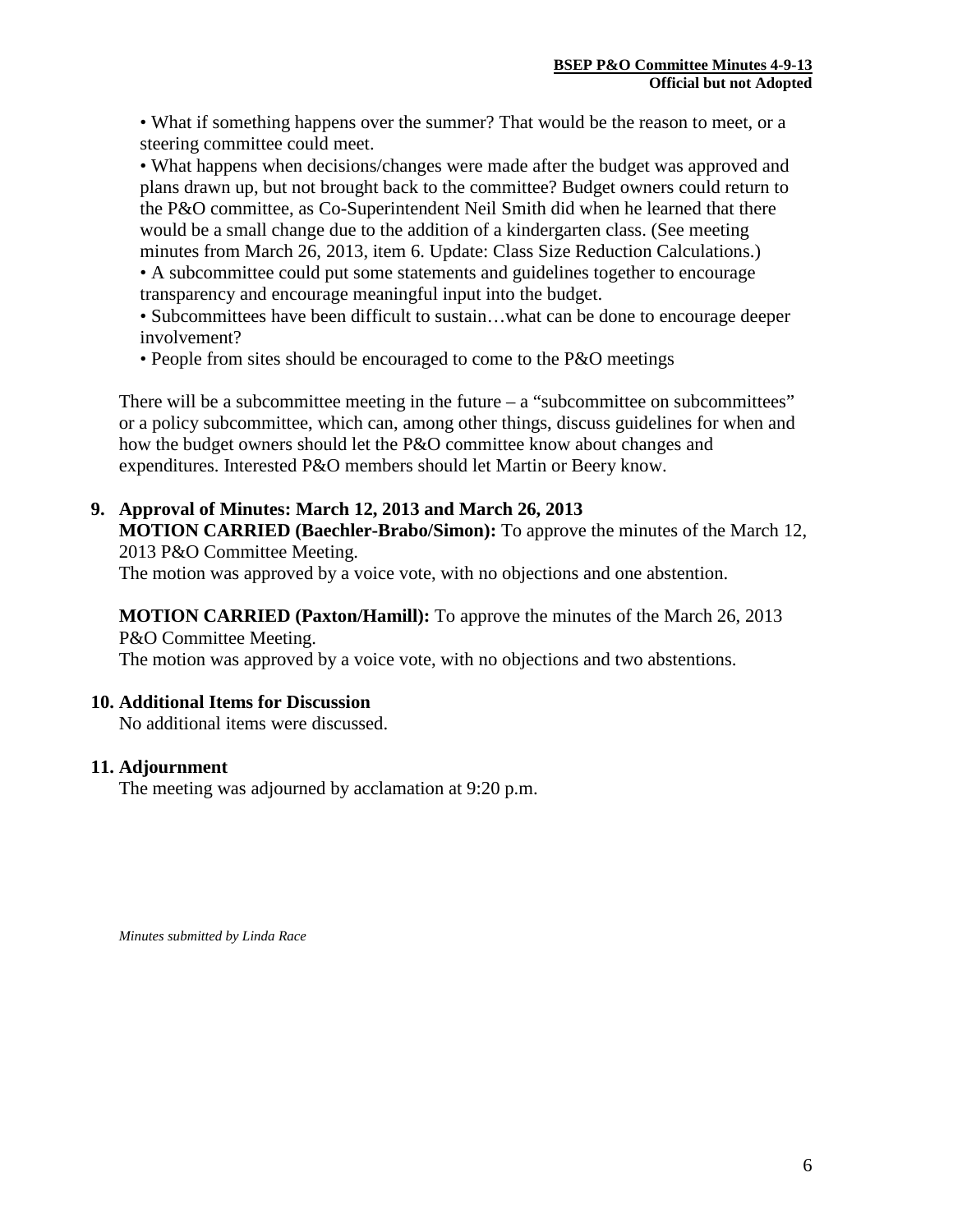- What if something happens over the summer? That would be the reason to meet, or a steering committee could meet.
- What happens when decisions/changes were made after the budget was approved and plans drawn up, but not brought back to the committee? Budget owners could return to the P&O committee, as Co-Superintendent Neil Smith did when he learned that there would be a small change due to the addition of a kindergarten class. (See meeting minutes from March 26, 2013, item 6. Update: Class Size Reduction Calculations.)
- A subcommittee could put some statements and guidelines together to encourage transparency and encourage meaningful input into the budget.
- Subcommittees have been difficult to sustain…what can be done to encourage deeper involvement?
- People from sites should be encouraged to come to the P&O meetings

There will be a subcommittee meeting in the future – a "subcommittee on subcommittees" or a policy subcommittee, which can, among other things, discuss guidelines for when and how the budget owners should let the P&O committee know about changes and expenditures. Interested P&O members should let Martin or Beery know.

**9. Approval of Minutes: March 12, 2013 and March 26, 2013**

**MOTION CARRIED (Baechler-Brabo/Simon):** To approve the minutes of the March 12, 2013 P&O Committee Meeting.
The motion was approved by a voice vote, with no objections and one abstention.

**MOTION CARRIED (Paxton/Hamill):** To approve the minutes of the March 26, 2013 P&O Committee Meeting.
The motion was approved by a voice vote, with no objections and two abstentions.

**10. Additional Items for Discussion**

No additional items were discussed.

**11. Adjournment**

The meeting was adjourned by acclamation at 9:20 p.m.

*Minutes submitted by Linda Race*